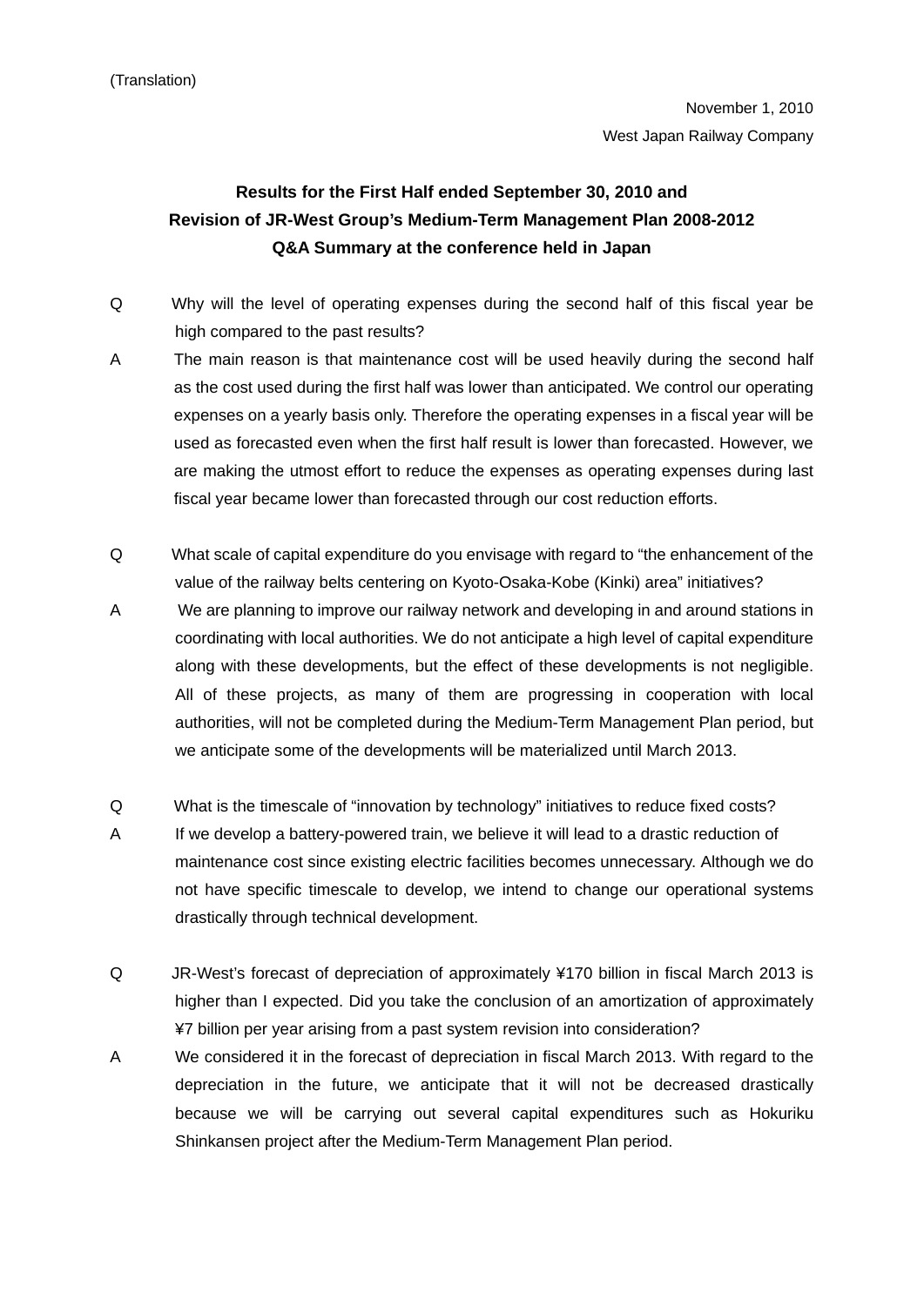(Translation)

November 1, 2010

West Japan Railway Company

**Results for the First Half ended September 30, 2010 and**
**Revision of JR-West Group's Medium-Term Management Plan 2008-2012**
**Q&A Summary at the conference held in Japan**

Q　Why will the level of operating expenses during the second half of this fiscal year be high compared to the past results?

A　The main reason is that maintenance cost will be used heavily during the second half as the cost used during the first half was lower than anticipated. We control our operating expenses on a yearly basis only. Therefore the operating expenses in a fiscal year will be used as forecasted even when the first half result is lower than forecasted. However, we are making the utmost effort to reduce the expenses as operating expenses during last fiscal year became lower than forecasted through our cost reduction efforts.

Q　What scale of capital expenditure do you envisage with regard to "the enhancement of the value of the railway belts centering on Kyoto-Osaka-Kobe (Kinki) area" initiatives?

A　We are planning to improve our railway network and developing in and around stations in coordinating with local authorities. We do not anticipate a high level of capital expenditure along with these developments, but the effect of these developments is not negligible. All of these projects, as many of them are progressing in cooperation with local authorities, will not be completed during the Medium-Term Management Plan period, but we anticipate some of the developments will be materialized until March 2013.

Q　What is the timescale of "innovation by technology" initiatives to reduce fixed costs?

A　If we develop a battery-powered train, we believe it will lead to a drastic reduction of maintenance cost since existing electric facilities becomes unnecessary. Although we do not have specific timescale to develop, we intend to change our operational systems drastically through technical development.

Q　JR-West's forecast of depreciation of approximately ¥170 billion in fiscal March 2013 is higher than I expected. Did you take the conclusion of an amortization of approximately ¥7 billion per year arising from a past system revision into consideration?

A　We considered it in the forecast of depreciation in fiscal March 2013. With regard to the depreciation in the future, we anticipate that it will not be decreased drastically because we will be carrying out several capital expenditures such as Hokuriku Shinkansen project after the Medium-Term Management Plan period.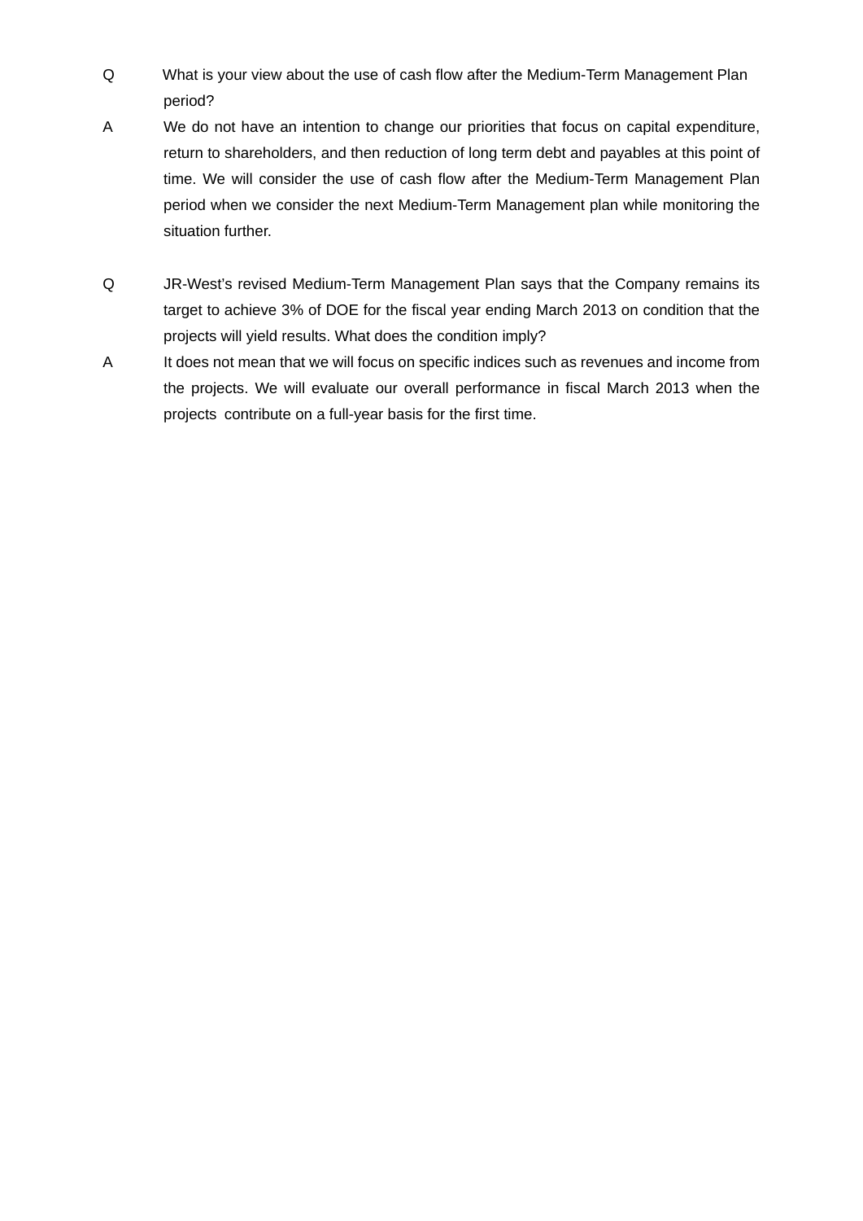Q What is your view about the use of cash flow after the Medium-Term Management Plan period?

A We do not have an intention to change our priorities that focus on capital expenditure, return to shareholders, and then reduction of long term debt and payables at this point of time. We will consider the use of cash flow after the Medium-Term Management Plan period when we consider the next Medium-Term Management plan while monitoring the situation further.

Q JR-West's revised Medium-Term Management Plan says that the Company remains its target to achieve 3% of DOE for the fiscal year ending March 2013 on condition that the projects will yield results. What does the condition imply?

A It does not mean that we will focus on specific indices such as revenues and income from the projects. We will evaluate our overall performance in fiscal March 2013 when the projects contribute on a full-year basis for the first time.